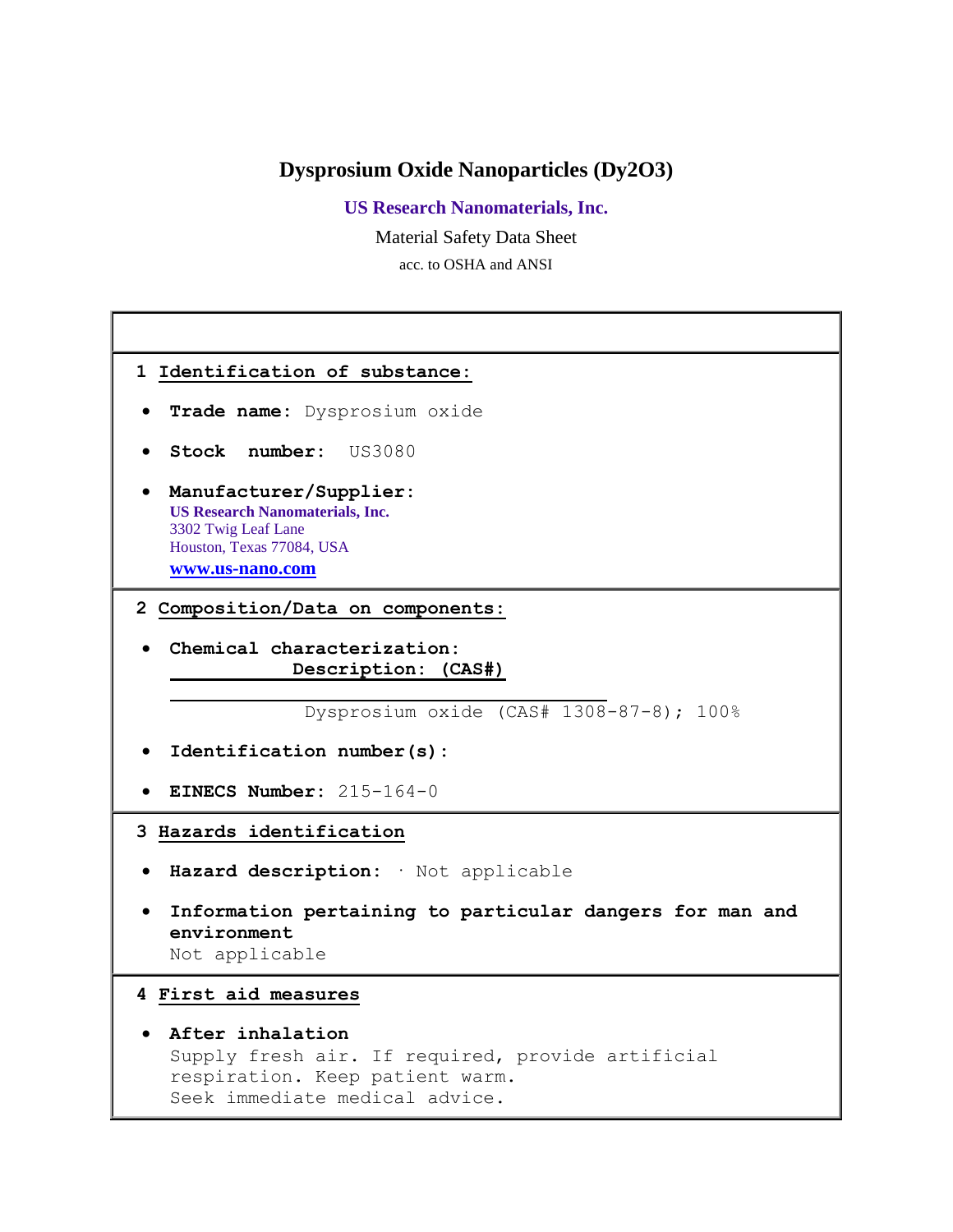# Dysprosium Oxide Nanoparticles ($Dy_2O_3$)

**US Research Nanomaterials, Inc.**

Material Safety Data Sheet

acc. to OSHA and ANSI

## 1 Identification of substance:

- **Trade name:** Dysprosium oxide
- **Stock number:** US3080
- **Manufacturer/Supplier:**
  **US Research Nanomaterials, Inc.**
  3302 Twig Leaf Lane
  Houston, Texas 77084, USA
  **www.us-nano.com**

## 2 Composition/Data on components:

- **Chemical characterization:**
  **Description: (CAS#)**

  Dysprosium oxide (CAS# 1308-87-8); 100%

- **Identification number(s):**
- **EINECS Number:** 215-164-0

## 3 Hazards identification

- **Hazard description:** · Not applicable
- **Information pertaining to particular dangers for man and environment**
  Not applicable

## 4 First aid measures

- **After inhalation**
  Supply fresh air. If required, provide artificial respiration. Keep patient warm.
  Seek immediate medical advice.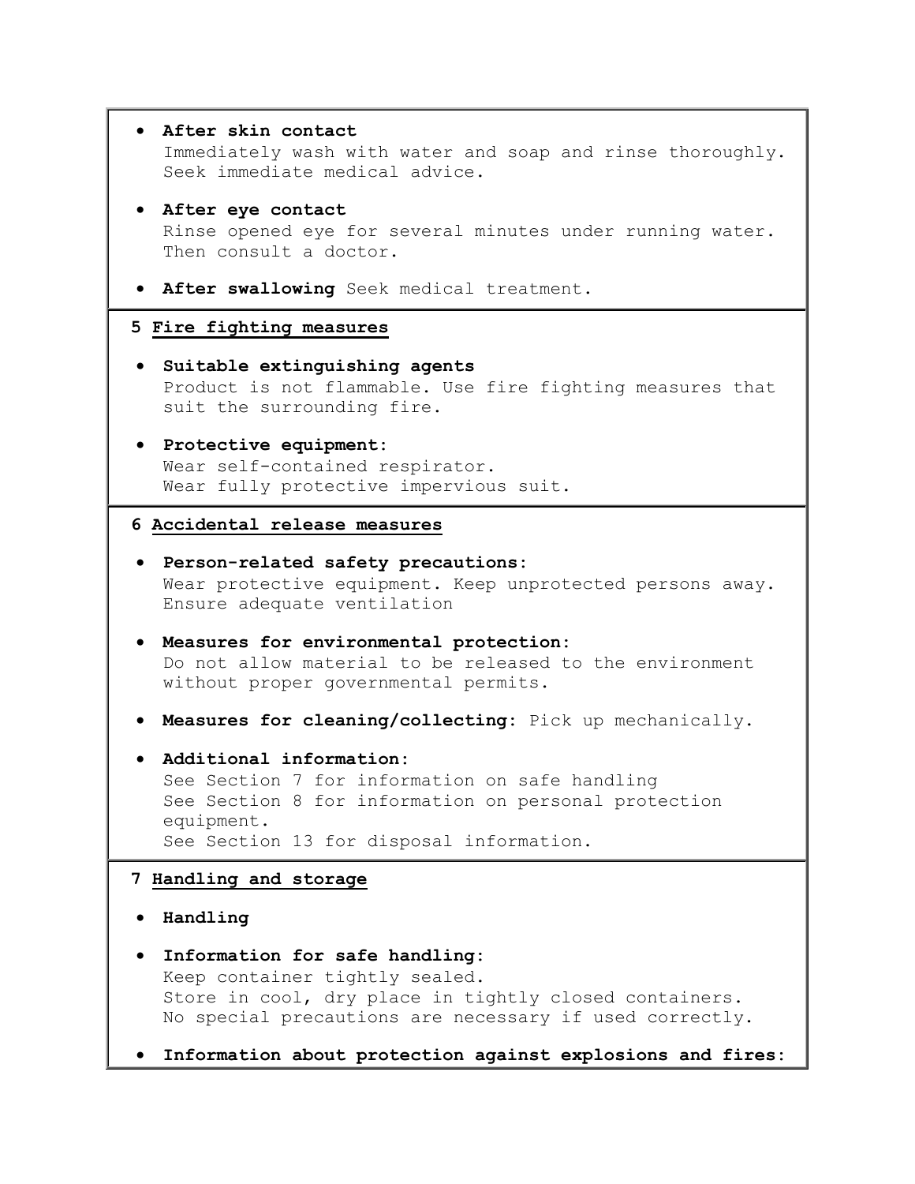- **After skin contact**
  Immediately wash with water and soap and rinse thoroughly.
  Seek immediate medical advice.

- **After eye contact**
  Rinse opened eye for several minutes under running water.
  Then consult a doctor.

- **After swallowing** Seek medical treatment.

## 5 Fire fighting measures

- **Suitable extinguishing agents**
  Product is not flammable. Use fire fighting measures that suit the surrounding fire.

- **Protective equipment:**
  Wear self-contained respirator.
  Wear fully protective impervious suit.

## 6 Accidental release measures

- **Person-related safety precautions:**
  Wear protective equipment. Keep unprotected persons away.
  Ensure adequate ventilation

- **Measures for environmental protection:**
  Do not allow material to be released to the environment without proper governmental permits.

- **Measures for cleaning/collecting:** Pick up mechanically.

- **Additional information:**
  See Section 7 for information on safe handling
  See Section 8 for information on personal protection equipment.
  See Section 13 for disposal information.

## 7 Handling and storage

- **Handling**

- **Information for safe handling:**
  Keep container tightly sealed.
  Store in cool, dry place in tightly closed containers.
  No special precautions are necessary if used correctly.

- **Information about protection against explosions and fires:**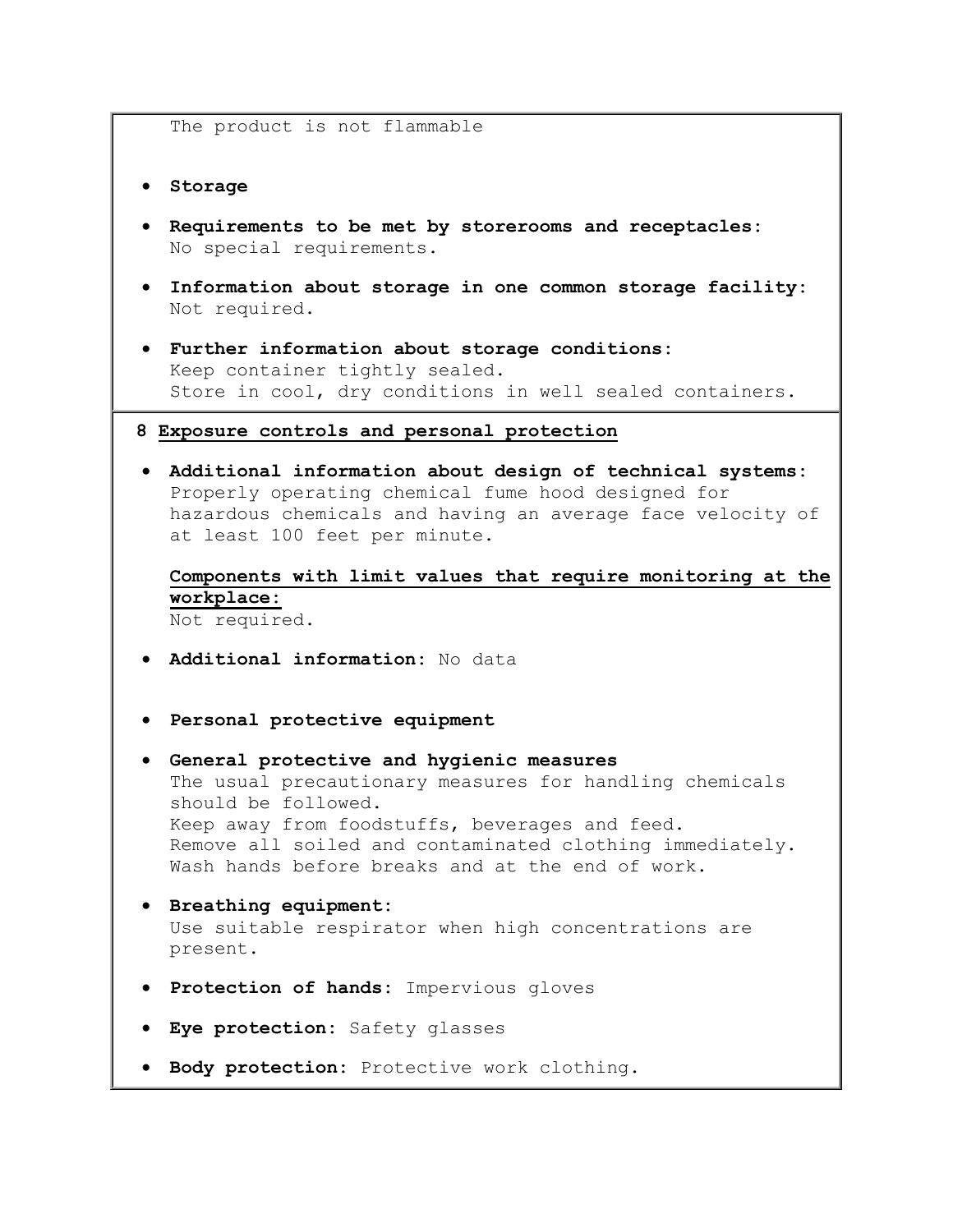The product is not flammable

- **Storage**
- **Requirements to be met by storerooms and receptacles:** No special requirements.
- **Information about storage in one common storage facility:** Not required.
- **Further information about storage conditions:** Keep container tightly sealed. Store in cool, dry conditions in well sealed containers.

## 8 Exposure controls and personal protection

- **Additional information about design of technical systems:** Properly operating chemical fume hood designed for hazardous chemicals and having an average face velocity of at least 100 feet per minute.

  **Components with limit values that require monitoring at the workplace:**
  Not required.

- **Additional information:** No data

- **Personal protective equipment**
- **General protective and hygienic measures**
  The usual precautionary measures for handling chemicals should be followed.
  Keep away from foodstuffs, beverages and feed.
  Remove all soiled and contaminated clothing immediately.
  Wash hands before breaks and at the end of work.
- **Breathing equipment:** Use suitable respirator when high concentrations are present.
- **Protection of hands:** Impervious gloves
- **Eye protection:** Safety glasses
- **Body protection:** Protective work clothing.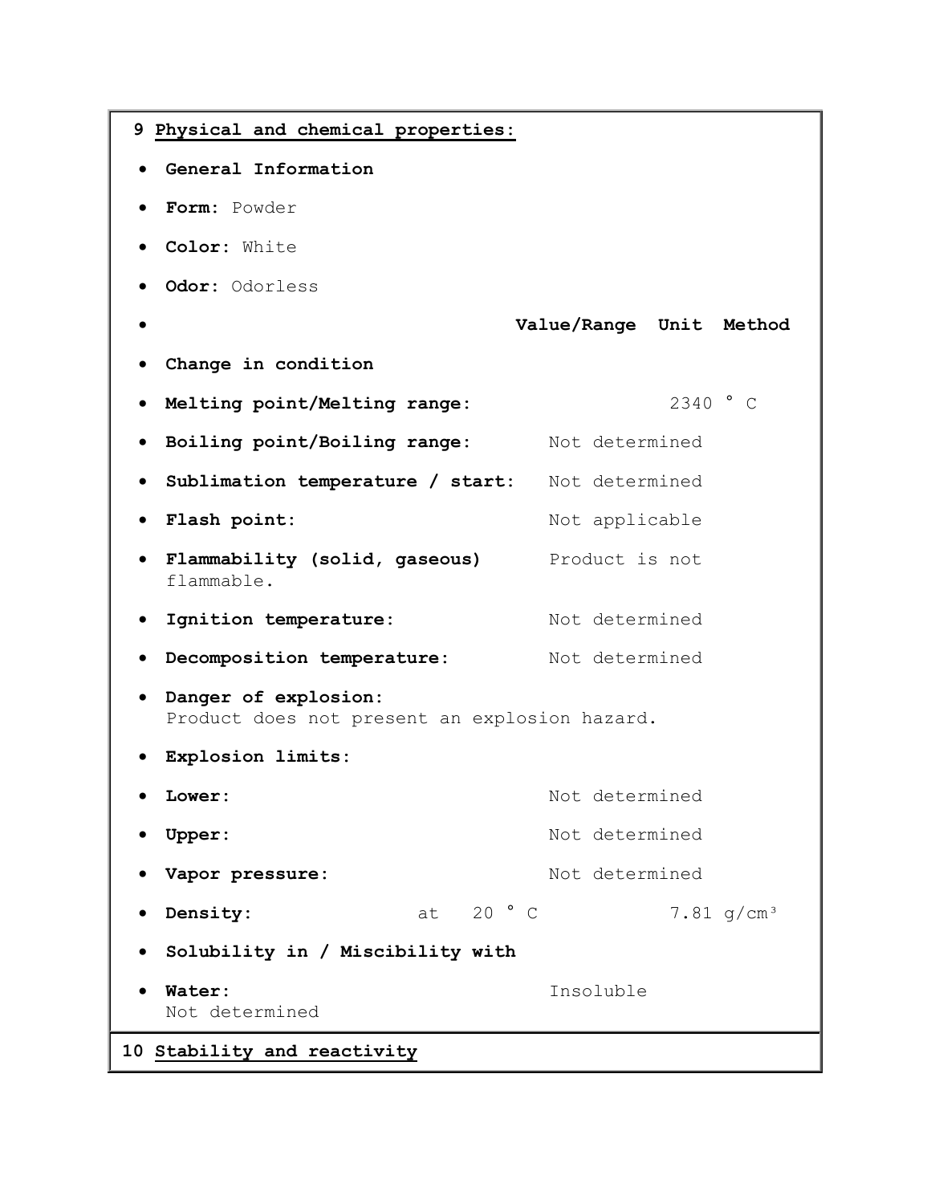## 9 Physical and chemical properties:

- **General Information**
- **Form:** Powder
- **Color:** White
- **Odor:** Odorless

| | Value/Range | Unit | Method |
|---|---|---|---|
| **Change in condition** | | | |
| **Melting point/Melting range:** | 2340 ° C | | |
| **Boiling point/Boiling range:** | Not determined | | |
| **Sublimation temperature / start:** | Not determined | | |
| **Flash point:** | Not applicable | | |
| **Flammability (solid, gaseous)** | Product is not flammable. | | |
| **Ignition temperature:** | Not determined | | |
| **Decomposition temperature:** | Not determined | | |

- **Danger of explosion:** Product does not present an explosion hazard.
- **Explosion limits:**

| | |
|---|---|
| **Lower:** | Not determined |
| **Upper:** | Not determined |
| **Vapor pressure:** | Not determined |
| **Density:** at 20 ° C | 7.81 g/cm³ |

- **Solubility in / Miscibility with**
- **Water:** Insoluble
  Not determined

## 10 Stability and reactivity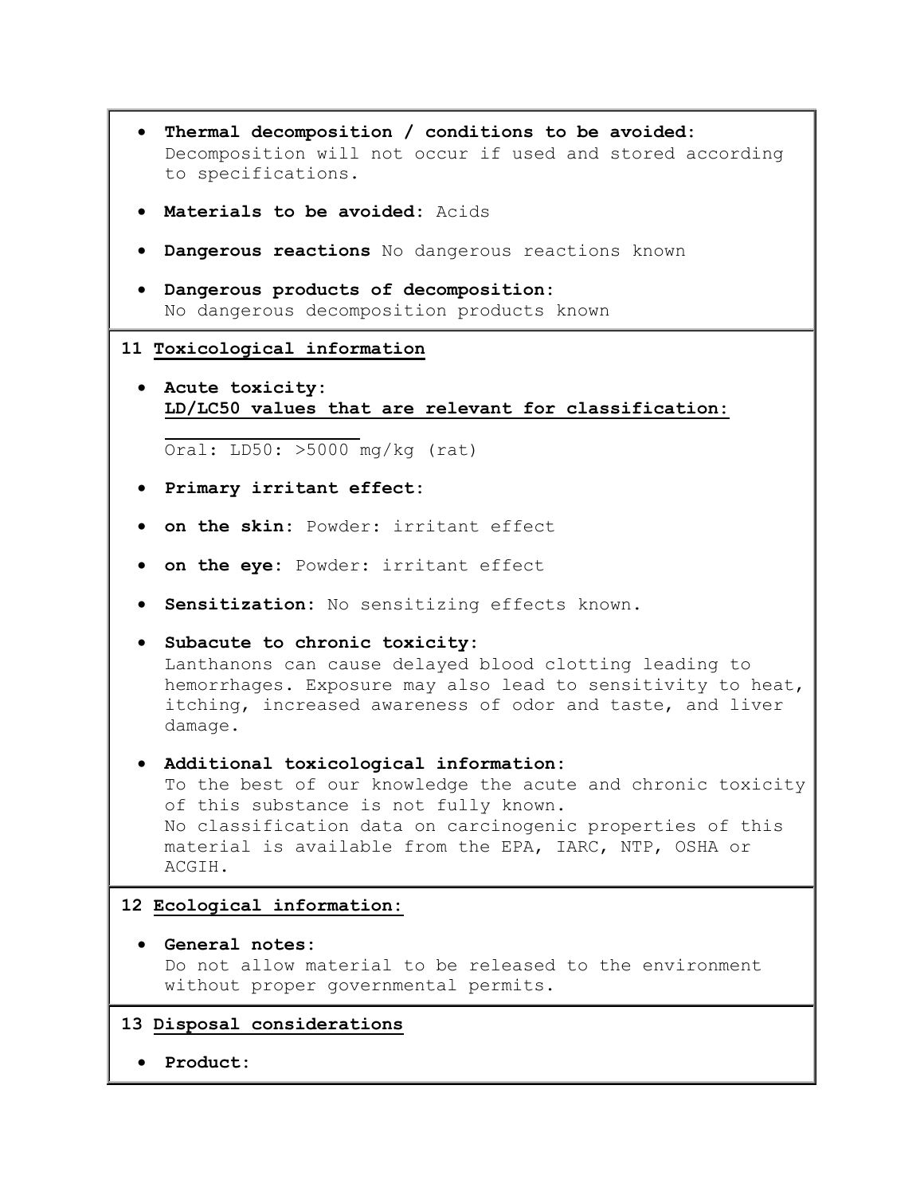- **Thermal decomposition / conditions to be avoided:** Decomposition will not occur if used and stored according to specifications.
- **Materials to be avoided:** Acids
- **Dangerous reactions** No dangerous reactions known
- **Dangerous products of decomposition:** No dangerous decomposition products known

## 11 Toxicological information

- **Acute toxicity:**
  **LD/LC50 values that are relevant for classification:**

  Oral: LD50: >5000 mg/kg (rat)
- **Primary irritant effect:**
- **on the skin:** Powder: irritant effect
- **on the eye:** Powder: irritant effect
- **Sensitization:** No sensitizing effects known.
- **Subacute to chronic toxicity:**
  Lanthanons can cause delayed blood clotting leading to hemorrhages. Exposure may also lead to sensitivity to heat, itching, increased awareness of odor and taste, and liver damage.
- **Additional toxicological information:**
  To the best of our knowledge the acute and chronic toxicity of this substance is not fully known.
  No classification data on carcinogenic properties of this material is available from the EPA, IARC, NTP, OSHA or ACGIH.

## 12 Ecological information:

- **General notes:**
  Do not allow material to be released to the environment without proper governmental permits.

## 13 Disposal considerations

- **Product:**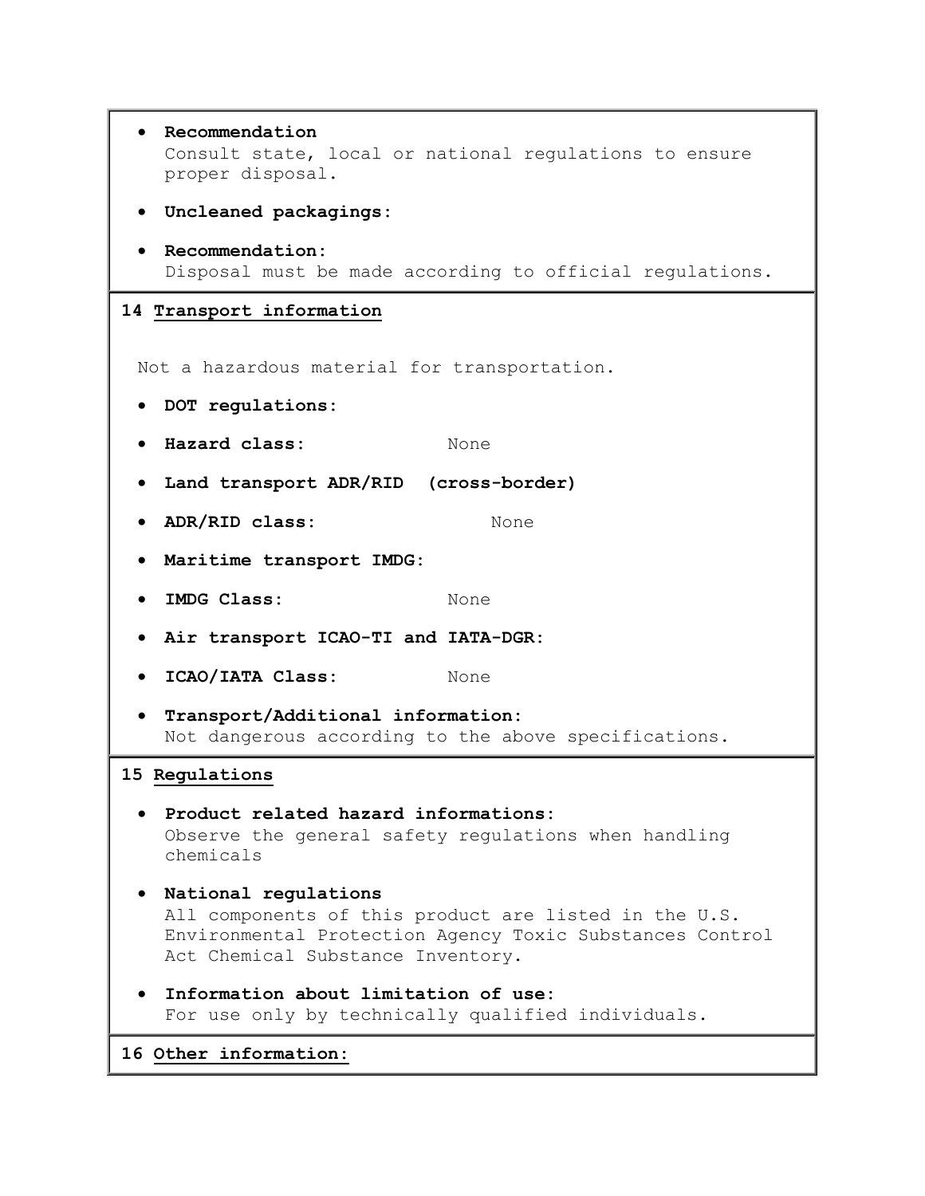- **Recommendation**
  Consult state, local or national regulations to ensure proper disposal.

- **Uncleaned packagings:**

- **Recommendation:**
  Disposal must be made according to official regulations.

## 14 Transport information

Not a hazardous material for transportation.

- **DOT regulations:**
- **Hazard class:** None
- **Land transport ADR/RID (cross-border)**
- **ADR/RID class:** None
- **Maritime transport IMDG:**
- **IMDG Class:** None
- **Air transport ICAO-TI and IATA-DGR:**
- **ICAO/IATA Class:** None
- **Transport/Additional information:**
  Not dangerous according to the above specifications.

## 15 Regulations

- **Product related hazard informations:**
  Observe the general safety regulations when handling chemicals

- **National regulations**
  All components of this product are listed in the U.S. Environmental Protection Agency Toxic Substances Control Act Chemical Substance Inventory.

- **Information about limitation of use:**
  For use only by technically qualified individuals.

## 16 Other information: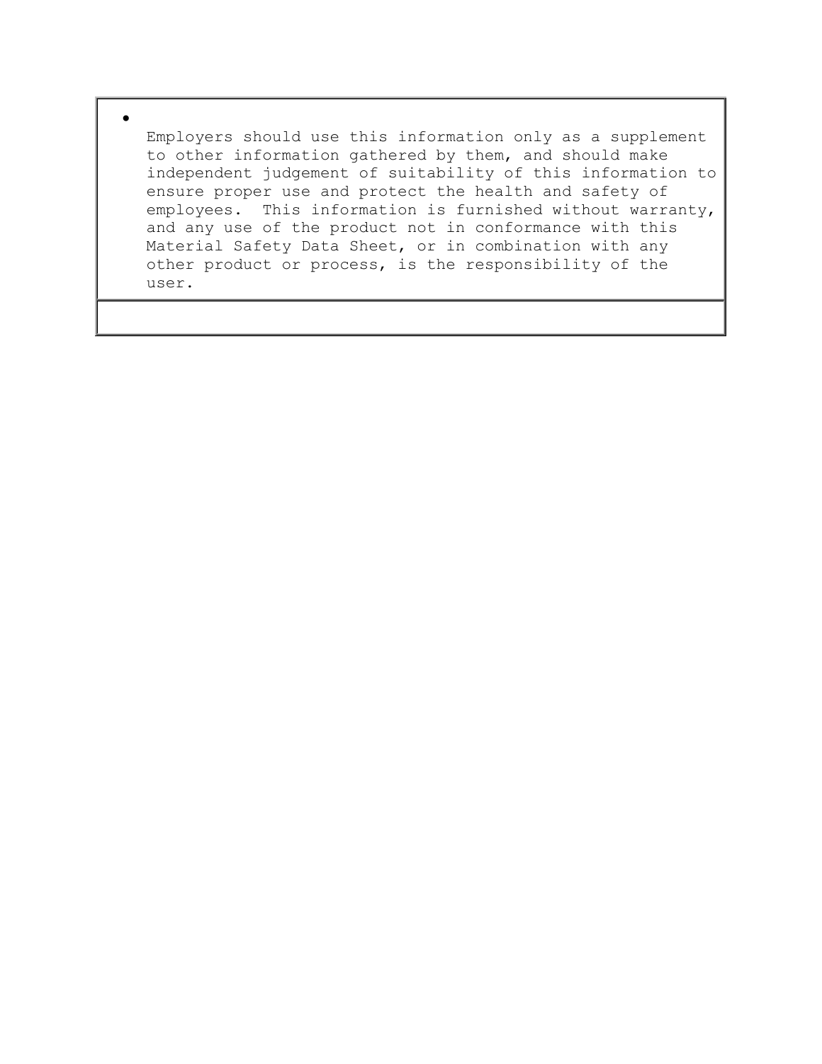- Employers should use this information only as a supplement to other information gathered by them, and should make independent judgement of suitability of this information to ensure proper use and protect the health and safety of employees. This information is furnished without warranty, and any use of the product not in conformance with this Material Safety Data Sheet, or in combination with any other product or process, is the responsibility of the user.